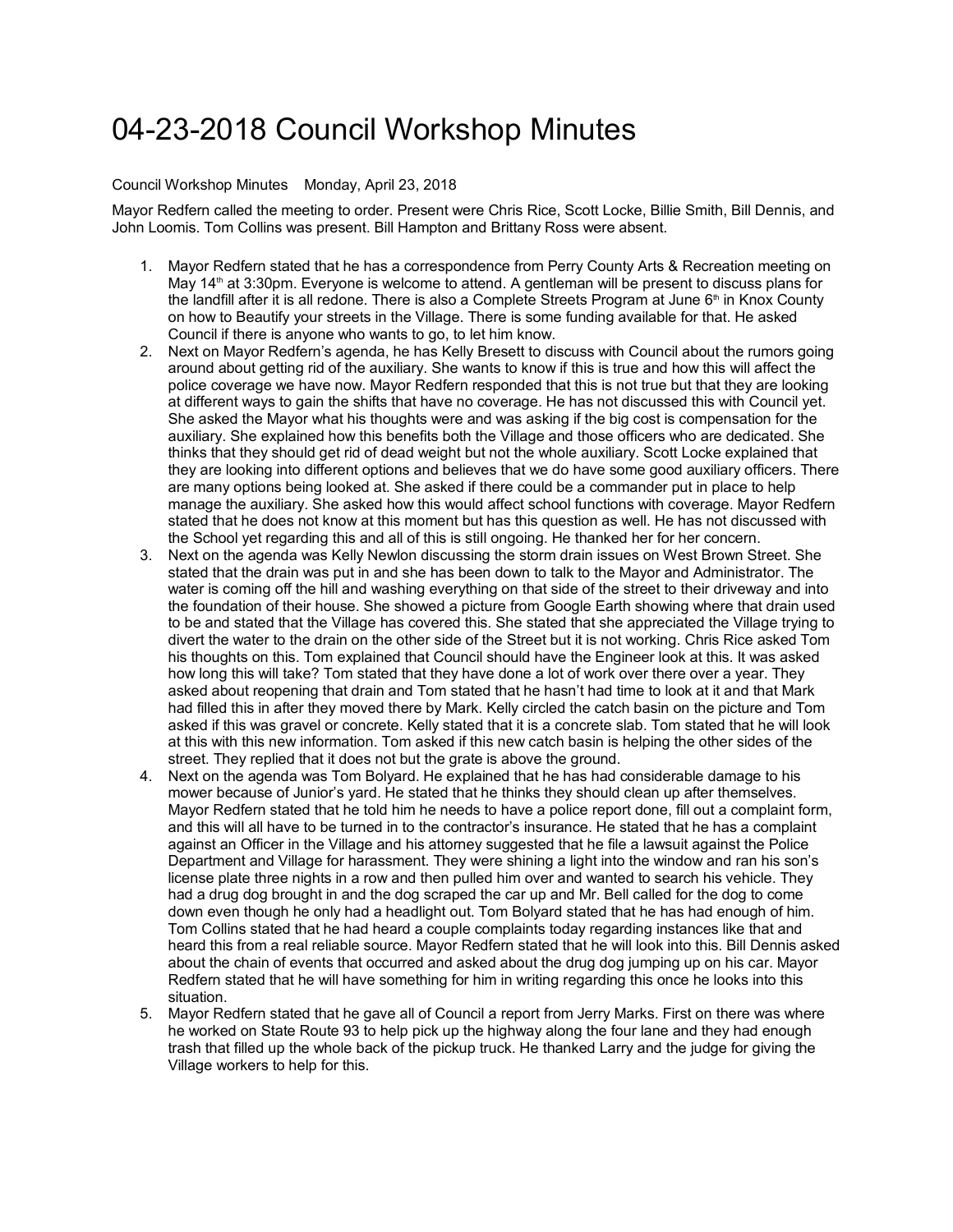# 04-23-2018 Council Workshop Minutes

Council Workshop Minutes    Monday, April 23, 2018

Mayor Redfern called the meeting to order. Present were Chris Rice, Scott Locke, Billie Smith, Bill Dennis, and John Loomis. Tom Collins was present. Bill Hampton and Brittany Ross were absent.

1. Mayor Redfern stated that he has a correspondence from Perry County Arts & Recreation meeting on May 14th at 3:30pm. Everyone is welcome to attend. A gentleman will be present to discuss plans for the landfill after it is all redone. There is also a Complete Streets Program at June 6th in Knox County on how to Beautify your streets in the Village. There is some funding available for that. He asked Council if there is anyone who wants to go, to let him know.
2. Next on Mayor Redfern's agenda, he has Kelly Bresett to discuss with Council about the rumors going around about getting rid of the auxiliary. She wants to know if this is true and how this will affect the police coverage we have now. Mayor Redfern responded that this is not true but that they are looking at different ways to gain the shifts that have no coverage. He has not discussed this with Council yet. She asked the Mayor what his thoughts were and was asking if the big cost is compensation for the auxiliary. She explained how this benefits both the Village and those officers who are dedicated. She thinks that they should get rid of dead weight but not the whole auxiliary. Scott Locke explained that they are looking into different options and believes that we do have some good auxiliary officers. There are many options being looked at. She asked if there could be a commander put in place to help manage the auxiliary. She asked how this would affect school functions with coverage. Mayor Redfern stated that he does not know at this moment but has this question as well. He has not discussed with the School yet regarding this and all of this is still ongoing. He thanked her for her concern.
3. Next on the agenda was Kelly Newlon discussing the storm drain issues on West Brown Street. She stated that the drain was put in and she has been down to talk to the Mayor and Administrator. The water is coming off the hill and washing everything on that side of the street to their driveway and into the foundation of their house. She showed a picture from Google Earth showing where that drain used to be and stated that the Village has covered this. She stated that she appreciated the Village trying to divert the water to the drain on the other side of the Street but it is not working. Chris Rice asked Tom his thoughts on this. Tom explained that Council should have the Engineer look at this. It was asked how long this will take? Tom stated that they have done a lot of work over there over a year. They asked about reopening that drain and Tom stated that he hasn't had time to look at it and that Mark had filled this in after they moved there by Mark. Kelly circled the catch basin on the picture and Tom asked if this was gravel or concrete. Kelly stated that it is a concrete slab. Tom stated that he will look at this with this new information. Tom asked if this new catch basin is helping the other sides of the street. They replied that it does not but the grate is above the ground.
4. Next on the agenda was Tom Bolyard. He explained that he has had considerable damage to his mower because of Junior's yard. He stated that he thinks they should clean up after themselves. Mayor Redfern stated that he told him he needs to have a police report done, fill out a complaint form, and this will all have to be turned in to the contractor's insurance. He stated that he has a complaint against an Officer in the Village and his attorney suggested that he file a lawsuit against the Police Department and Village for harassment. They were shining a light into the window and ran his son's license plate three nights in a row and then pulled him over and wanted to search his vehicle. They had a drug dog brought in and the dog scraped the car up and Mr. Bell called for the dog to come down even though he only had a headlight out. Tom Bolyard stated that he has had enough of him. Tom Collins stated that he had heard a couple complaints today regarding instances like that and heard this from a real reliable source. Mayor Redfern stated that he will look into this. Bill Dennis asked about the chain of events that occurred and asked about the drug dog jumping up on his car. Mayor Redfern stated that he will have something for him in writing regarding this once he looks into this situation.
5. Mayor Redfern stated that he gave all of Council a report from Jerry Marks. First on there was where he worked on State Route 93 to help pick up the highway along the four lane and they had enough trash that filled up the whole back of the pickup truck. He thanked Larry and the judge for giving the Village workers to help for this.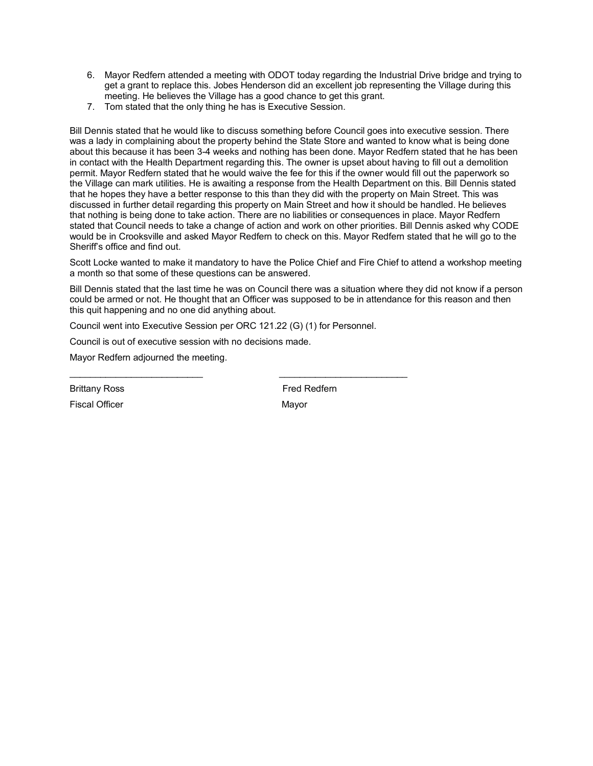6. Mayor Redfern attended a meeting with ODOT today regarding the Industrial Drive bridge and trying to get a grant to replace this. Jobes Henderson did an excellent job representing the Village during this meeting. He believes the Village has a good chance to get this grant.
7. Tom stated that the only thing he has is Executive Session.

Bill Dennis stated that he would like to discuss something before Council goes into executive session. There was a lady in complaining about the property behind the State Store and wanted to know what is being done about this because it has been 3-4 weeks and nothing has been done. Mayor Redfern stated that he has been in contact with the Health Department regarding this. The owner is upset about having to fill out a demolition permit. Mayor Redfern stated that he would waive the fee for this if the owner would fill out the paperwork so the Village can mark utilities. He is awaiting a response from the Health Department on this. Bill Dennis stated that he hopes they have a better response to this than they did with the property on Main Street. This was discussed in further detail regarding this property on Main Street and how it should be handled. He believes that nothing is being done to take action. There are no liabilities or consequences in place. Mayor Redfern stated that Council needs to take a change of action and work on other priorities. Bill Dennis asked why CODE would be in Crooksville and asked Mayor Redfern to check on this. Mayor Redfern stated that he will go to the Sheriff's office and find out.

Scott Locke wanted to make it mandatory to have the Police Chief and Fire Chief to attend a workshop meeting a month so that some of these questions can be answered.

Bill Dennis stated that the last time he was on Council there was a situation where they did not know if a person could be armed or not. He thought that an Officer was supposed to be in attendance for this reason and then this quit happening and no one did anything about.

Council went into Executive Session per ORC 121.22 (G) (1) for Personnel.

Council is out of executive session with no decisions made.

Mayor Redfern adjourned the meeting.

\_\_\_\_\_\_\_\_\_\_\_\_\_\_\_\_\_\_\_\_\_\_\_\_\_\_ \_\_\_\_\_\_\_\_\_\_\_\_\_\_\_\_\_\_\_\_\_\_\_\_\_\_

Brittany Ross Fred Redfern

Fiscal Officer Mayor